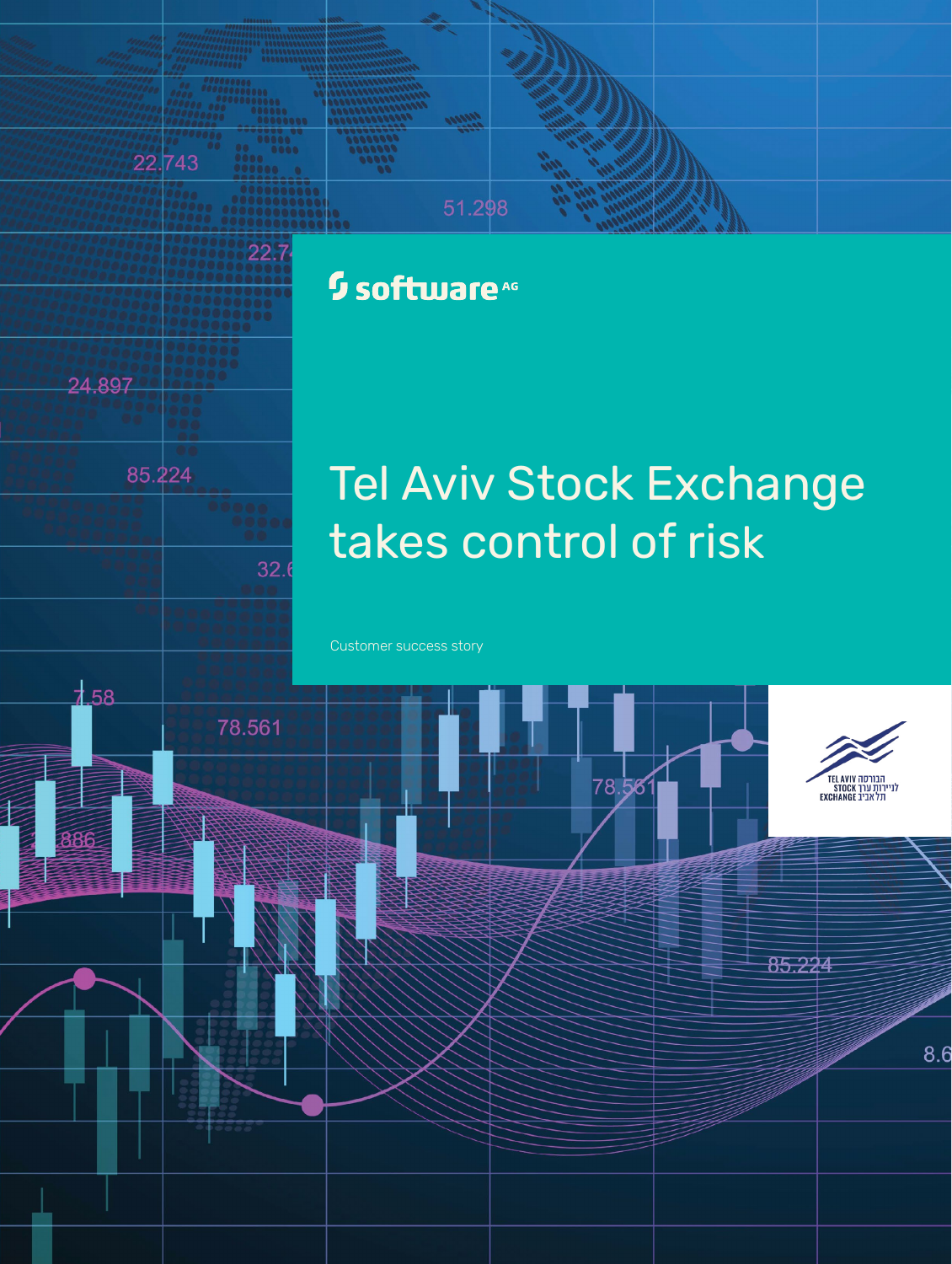software AG

# Tel Aviv Stock Exchange takes control of risk

Customer success story

TEL AVIV הבורסה
STOCK לניירות ערך
EXCHANGE בתל אביב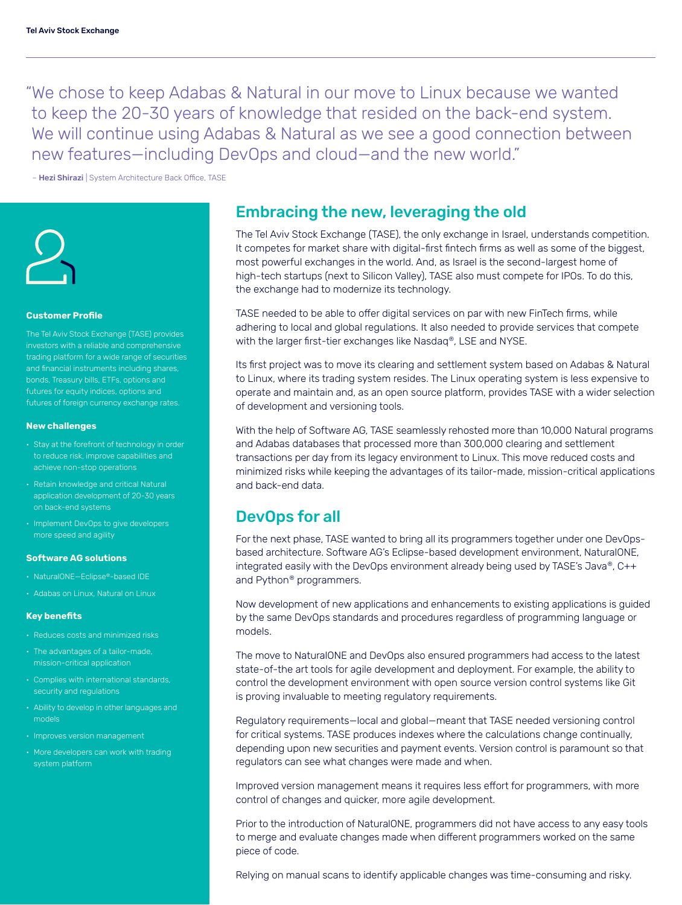"We chose to keep Adabas & Natural in our move to Linux because we wanted to keep the 20-30 years of knowledge that resided on the back-end system. We will continue using Adabas & Natural as we see a good connection between new features—including DevOps and cloud—and the new world."

– **Hezi Shirazi** | System Architecture Back Office, TASE

## Embracing the new, leveraging the old

The Tel Aviv Stock Exchange (TASE), the only exchange in Israel, understands competition. It competes for market share with digital-first fintech firms as well as some of the biggest, most powerful exchanges in the world. And, as Israel is the second-largest home of high-tech startups (next to Silicon Valley), TASE also must compete for IPOs. To do this, the exchange had to modernize its technology.

TASE needed to be able to offer digital services on par with new FinTech firms, while adhering to local and global regulations. It also needed to provide services that compete with the larger first-tier exchanges like Nasdaq®, LSE and NYSE.

Its first project was to move its clearing and settlement system based on Adabas & Natural to Linux, where its trading system resides. The Linux operating system is less expensive to operate and maintain and, as an open source platform, provides TASE with a wider selection of development and versioning tools.

With the help of Software AG, TASE seamlessly rehosted more than 10,000 Natural programs and Adabas databases that processed more than 300,000 clearing and settlement transactions per day from its legacy environment to Linux. This move reduced costs and minimized risks while keeping the advantages of its tailor-made, mission-critical applications and back-end data.

## DevOps for all

For the next phase, TASE wanted to bring all its programmers together under one DevOps-based architecture. Software AG's Eclipse-based development environment, NaturalONE, integrated easily with the DevOps environment already being used by TASE's Java®, C++ and Python® programmers.

Now development of new applications and enhancements to existing applications is guided by the same DevOps standards and procedures regardless of programming language or models.

The move to NaturalONE and DevOps also ensured programmers had access to the latest state-of-the art tools for agile development and deployment. For example, the ability to control the development environment with open source version control systems like Git is proving invaluable to meeting regulatory requirements.

Regulatory requirements—local and global—meant that TASE needed versioning control for critical systems. TASE produces indexes where the calculations change continually, depending upon new securities and payment events. Version control is paramount so that regulators can see what changes were made and when.

Improved version management means it requires less effort for programmers, with more control of changes and quicker, more agile development.

Prior to the introduction of NaturalONE, programmers did not have access to any easy tools to merge and evaluate changes made when different programmers worked on the same piece of code.

Relying on manual scans to identify applicable changes was time-consuming and risky.

### Customer Profile

The Tel Aviv Stock Exchange (TASE) provides investors with a reliable and comprehensive trading platform for a wide range of securities and financial instruments including shares, bonds, Treasury bills, ETFs, options and futures for equity indices, options and futures of foreign currency exchange rates.

### New challenges

- Stay at the forefront of technology in order to reduce risk, improve capabilities and achieve non-stop operations
- Retain knowledge and critical Natural application development of 20-30 years on back-end systems
- Implement DevOps to give developers more speed and agility

### Software AG solutions

- NaturalONE—Eclipse®-based IDE
- Adabas on Linux, Natural on Linux

### Key benefits

- Reduces costs and minimized risks
- The advantages of a tailor-made, mission-critical application
- Complies with international standards, security and regulations
- Ability to develop in other languages and models
- Improves version management
- More developers can work with trading system platform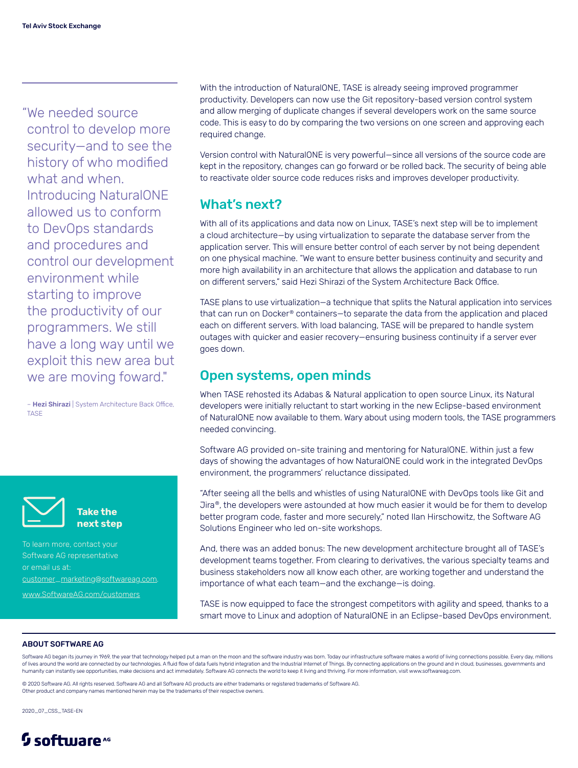“We needed source control to develop more security—and to see the history of who modified what and when. Introducing NaturalONE allowed us to conform to DevOps standards and procedures and control our development environment while starting to improve the productivity of our programmers. We still have a long way until we exploit this new area but we are moving foward."

– **Hezi Shirazi** | System Architecture Back Office, TASE

With the introduction of NaturalONE, TASE is already seeing improved programmer productivity. Developers can now use the Git repository-based version control system and allow merging of duplicate changes if several developers work on the same source code. This is easy to do by comparing the two versions on one screen and approving each required change.

Version control with NaturalONE is very powerful—since all versions of the source code are kept in the repository, changes can go forward or be rolled back. The security of being able to reactivate older source code reduces risks and improves developer productivity.

## What’s next?

With all of its applications and data now on Linux, TASE’s next step will be to implement a cloud architecture—by using virtualization to separate the database server from the application server. This will ensure better control of each server by not being dependent on one physical machine. “We want to ensure better business continuity and security and more high availability in an architecture that allows the application and database to run on different servers,” said Hezi Shirazi of the System Architecture Back Office.

TASE plans to use virtualization—a technique that splits the Natural application into services that can run on Docker® containers—to separate the data from the application and placed each on different servers. With load balancing, TASE will be prepared to handle system outages with quicker and easier recovery—ensuring business continuity if a server ever goes down.

## Open systems, open minds

When TASE rehosted its Adabas & Natural application to open source Linux, its Natural developers were initially reluctant to start working in the new Eclipse-based environment of NaturalONE now available to them. Wary about using modern tools, the TASE programmers needed convincing.

Software AG provided on-site training and mentoring for NaturalONE. Within just a few days of showing the advantages of how NaturalONE could work in the integrated DevOps environment, the programmers’ reluctance dissipated.

“After seeing all the bells and whistles of using NaturalONE with DevOps tools like Git and Jira®, the developers were astounded at how much easier it would be for them to develop better program code, faster and more securely,” noted Ilan Hirschowitz, the Software AG Solutions Engineer who led on-site workshops.

And, there was an added bonus: The new development architecture brought all of TASE’s development teams together. From clearing to derivatives, the various specialty teams and business stakeholders now all know each other, are working together and understand the importance of what each team—and the exchange—is doing.

TASE is now equipped to face the strongest competitors with agility and speed, thanks to a smart move to Linux and adoption of NaturalONE in an Eclipse-based DevOps environment.

**Take the next step**

To learn more, contact your Software AG representative or email us at: customer_marketing@softwareag.com.

www.SoftwareAG.com/customers

**ABOUT SOFTWARE AG**

Software AG began its journey in 1969, the year that technology helped put a man on the moon and the software industry was born. Today our infrastructure software makes a world of living connections possible. Every day, millions of lives around the world are connected by our technologies. A fluid flow of data fuels hybrid integration and the Industrial Internet of Things. By connecting applications on the ground and in cloud, businesses, governments and humanity can instantly see opportunities, make decisions and act immediately. Software AG connects the world to keep it living and thriving. For more information, visit www.softwareag.com.

© 2020 Software AG. All rights reserved. Software AG and all Software AG products are either trademarks or registered trademarks of Software AG. Other product and company names mentioned herein may be the trademarks of their respective owners.

2020_07_CSS_TASE-EN